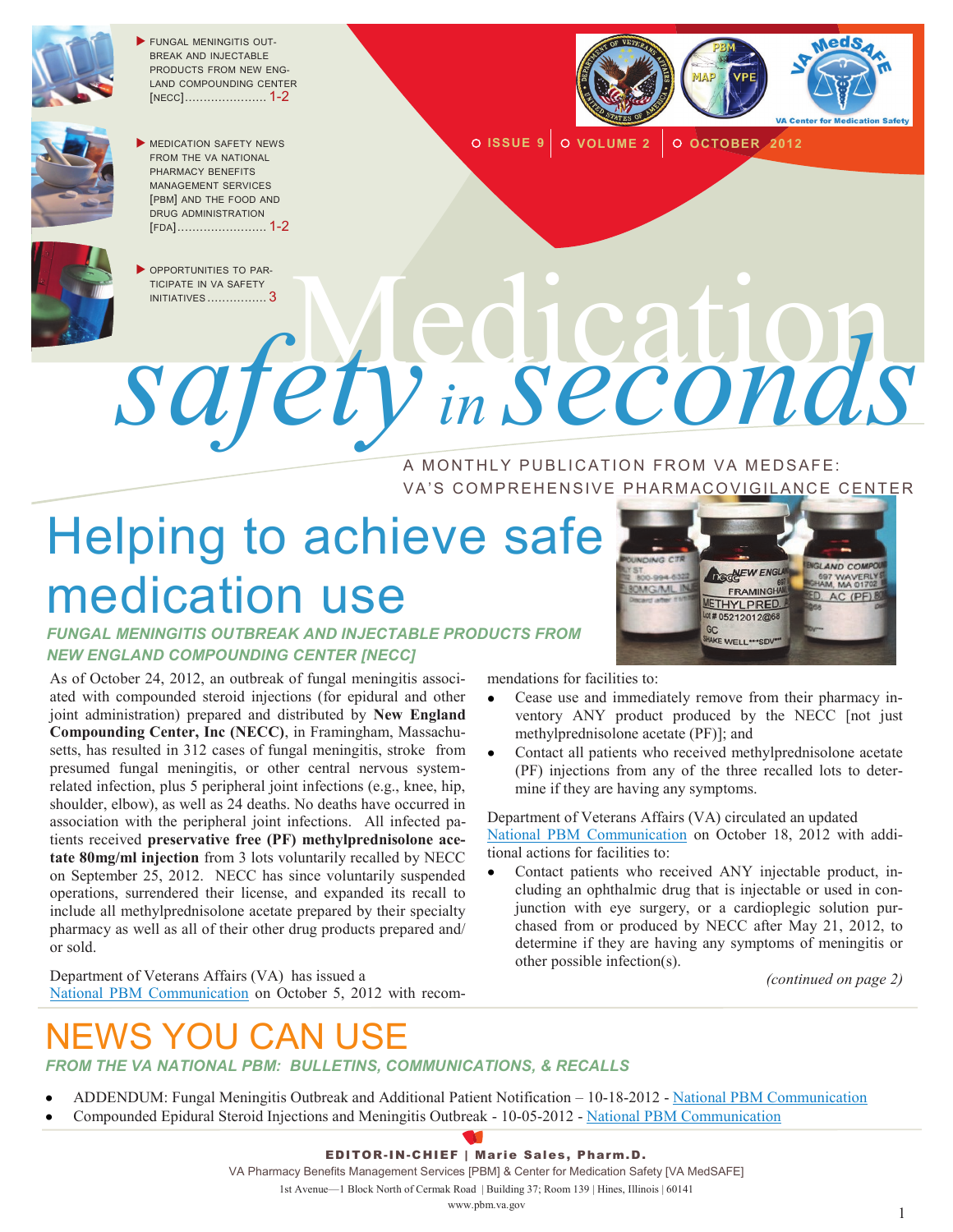- FUNGAL MENINGITIS OUTBREAK AND INJECTABLE PRODUCTS FROM NEW ENGLAND COMPOUNDING CENTER [NECC]...................... 1-2
- MEDICATION SAFETY NEWS FROM THE VA NATIONAL PHARMACY BENEFITS MANAGEMENT SERVICES [PBM] AND THE FOOD AND DRUG ADMINISTRATION [FDA]........................ 1-2
- OPPORTUNITIES TO PARTICIPATE IN VA SAFETY INITIATIVES ................ 3

ISSUE 9 | VOLUME 2 | OCTOBER 2012

# Medication *safety in seconds*

A MONTHLY PUBLICATION FROM VA MEDSAFE: VA'S COMPREHENSIVE PHARMACOVIGILANCE CENTER

# Helping to achieve safe medication use

### *FUNGAL MENINGITIS OUTBREAK AND INJECTABLE PRODUCTS FROM NEW ENGLAND COMPOUNDING CENTER [NECC]*

As of October 24, 2012, an outbreak of fungal meningitis associated with compounded steroid injections (for epidural and other joint administration) prepared and distributed by **New England Compounding Center, Inc (NECC)**, in Framingham, Massachusetts, has resulted in 312 cases of fungal meningitis, stroke from presumed fungal meningitis, or other central nervous system-related infection, plus 5 peripheral joint infections (e.g., knee, hip, shoulder, elbow), as well as 24 deaths. No deaths have occurred in association with the peripheral joint infections. All infected patients received **preservative free (PF) methylprednisolone acetate 80mg/ml injection** from 3 lots voluntarily recalled by NECC on September 25, 2012. NECC has since voluntarily suspended operations, surrendered their license, and expanded its recall to include all methylprednisolone acetate prepared by their specialty pharmacy as well as all of their other drug products prepared and/or sold.

Department of Veterans Affairs (VA) has issued a National PBM Communication on October 5, 2012 with recommendations for facilities to:

- Cease use and immediately remove from their pharmacy inventory ANY product produced by the NECC [not just methylprednisolone acetate (PF)]; and
- Contact all patients who received methylprednisolone acetate (PF) injections from any of the three recalled lots to determine if they are having any symptoms.

Department of Veterans Affairs (VA) circulated an updated National PBM Communication on October 18, 2012 with additional actions for facilities to:

- Contact patients who received ANY injectable product, including an ophthalmic drug that is injectable or used in conjunction with eye surgery, or a cardioplegic solution purchased from or produced by NECC after May 21, 2012, to determine if they are having any symptoms of meningitis or other possible infection(s).

*(continued on page 2)*

# NEWS YOU CAN USE

### *FROM THE VA NATIONAL PBM: BULLETINS, COMMUNICATIONS, & RECALLS*

- ADDENDUM: Fungal Meningitis Outbreak and Additional Patient Notification – 10-18-2012 - National PBM Communication
- Compounded Epidural Steroid Injections and Meningitis Outbreak - 10-05-2012 - National PBM Communication

**EDITOR-IN-CHIEF | Marie Sales, Pharm.D.**
VA Pharmacy Benefits Management Services [PBM] & Center for Medication Safety [VA MedSAFE]
1st Avenue—1 Block North of Cermak Road | Building 37; Room 139 | Hines, Illinois | 60141
www.pbm.va.gov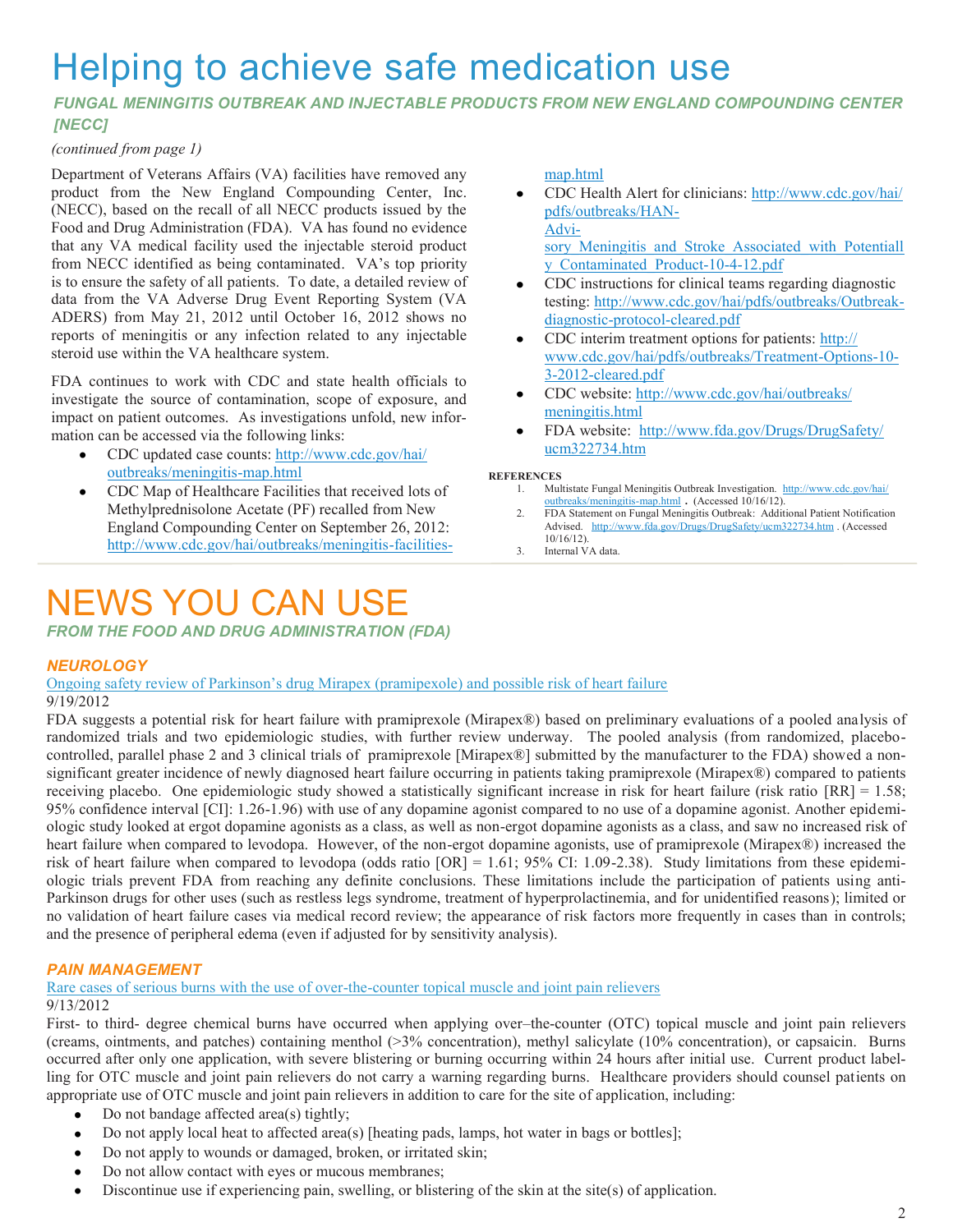# Helping to achieve safe medication use

## *FUNGAL MENINGITIS OUTBREAK AND INJECTABLE PRODUCTS FROM NEW ENGLAND COMPOUNDING CENTER [NECC]*

*(continued from page 1)*

Department of Veterans Affairs (VA) facilities have removed any product from the New England Compounding Center, Inc. (NECC), based on the recall of all NECC products issued by the Food and Drug Administration (FDA). VA has found no evidence that any VA medical facility used the injectable steroid product from NECC identified as being contaminated. VA's top priority is to ensure the safety of all patients. To date, a detailed review of data from the VA Adverse Drug Event Reporting System (VA ADERS) from May 21, 2012 until October 16, 2012 shows no reports of meningitis or any infection related to any injectable steroid use within the VA healthcare system.

FDA continues to work with CDC and state health officials to investigate the source of contamination, scope of exposure, and impact on patient outcomes. As investigations unfold, new information can be accessed via the following links:

- CDC updated case counts: http://www.cdc.gov/hai/outbreaks/meningitis-map.html
- CDC Map of Healthcare Facilities that received lots of Methylprednisolone Acetate (PF) recalled from New England Compounding Center on September 26, 2012: http://www.cdc.gov/hai/outbreaks/meningitis-facilities-map.html
- CDC Health Alert for clinicians: http://www.cdc.gov/hai/pdfs/outbreaks/HAN-Advisory_Meningitis_and_Stroke_Associated_with_Potentially_Contaminated_Product-10-4-12.pdf
- CDC instructions for clinical teams regarding diagnostic testing: http://www.cdc.gov/hai/pdfs/outbreaks/Outbreak-diagnostic-protocol-cleared.pdf
- CDC interim treatment options for patients: http://www.cdc.gov/hai/pdfs/outbreaks/Treatment-Options-10-3-2012-cleared.pdf
- CDC website: http://www.cdc.gov/hai/outbreaks/meningitis.html
- FDA website: http://www.fda.gov/Drugs/DrugSafety/ucm322734.htm

**REFERENCES**

1. Multistate Fungal Meningitis Outbreak Investigation. http://www.cdc.gov/hai/outbreaks/meningitis-map.html . (Accessed 10/16/12).
2. FDA Statement on Fungal Meningitis Outbreak: Additional Patient Notification Advised. http://www.fda.gov/Drugs/DrugSafety/ucm322734.htm . (Accessed 10/16/12).
3. Internal VA data.

# NEWS YOU CAN USE

## *FROM THE FOOD AND DRUG ADMINISTRATION (FDA)*

### *NEUROLOGY*

Ongoing safety review of Parkinson's drug Mirapex (pramipexole) and possible risk of heart failure
9/19/2012

FDA suggests a potential risk for heart failure with pramiprexole (Mirapex®) based on preliminary evaluations of a pooled analysis of randomized trials and two epidemiologic studies, with further review underway. The pooled analysis (from randomized, placebo-controlled, parallel phase 2 and 3 clinical trials of pramiprexole [Mirapex®] submitted by the manufacturer to the FDA) showed a non-significant greater incidence of newly diagnosed heart failure occurring in patients taking pramiprexole (Mirapex®) compared to patients receiving placebo. One epidemiologic study showed a statistically significant increase in risk for heart failure (risk ratio [RR] = 1.58; 95% confidence interval [CI]: 1.26-1.96) with use of any dopamine agonist compared to no use of a dopamine agonist. Another epidemiologic study looked at ergot dopamine agonists as a class, as well as non-ergot dopamine agonists as a class, and saw no increased risk of heart failure when compared to levodopa. However, of the non-ergot dopamine agonists, use of pramiprexole (Mirapex®) increased the risk of heart failure when compared to levodopa (odds ratio [OR] = 1.61; 95% CI: 1.09-2.38). Study limitations from these epidemiologic trials prevent FDA from reaching any definite conclusions. These limitations include the participation of patients using anti-Parkinson drugs for other uses (such as restless legs syndrome, treatment of hyperprolactinemia, and for unidentified reasons); limited or no validation of heart failure cases via medical record review; the appearance of risk factors more frequently in cases than in controls; and the presence of peripheral edema (even if adjusted for by sensitivity analysis).

### *PAIN MANAGEMENT*

Rare cases of serious burns with the use of over-the-counter topical muscle and joint pain relievers
9/13/2012

First- to third- degree chemical burns have occurred when applying over–the-counter (OTC) topical muscle and joint pain relievers (creams, ointments, and patches) containing menthol (>3% concentration), methyl salicylate (10% concentration), or capsaicin. Burns occurred after only one application, with severe blistering or burning occurring within 24 hours after initial use. Current product labelling for OTC muscle and joint pain relievers do not carry a warning regarding burns. Healthcare providers should counsel patients on appropriate use of OTC muscle and joint pain relievers in addition to care for the site of application, including:

- Do not bandage affected area(s) tightly;
- Do not apply local heat to affected area(s) [heating pads, lamps, hot water in bags or bottles];
- Do not apply to wounds or damaged, broken, or irritated skin;
- Do not allow contact with eyes or mucous membranes;
- Discontinue use if experiencing pain, swelling, or blistering of the skin at the site(s) of application.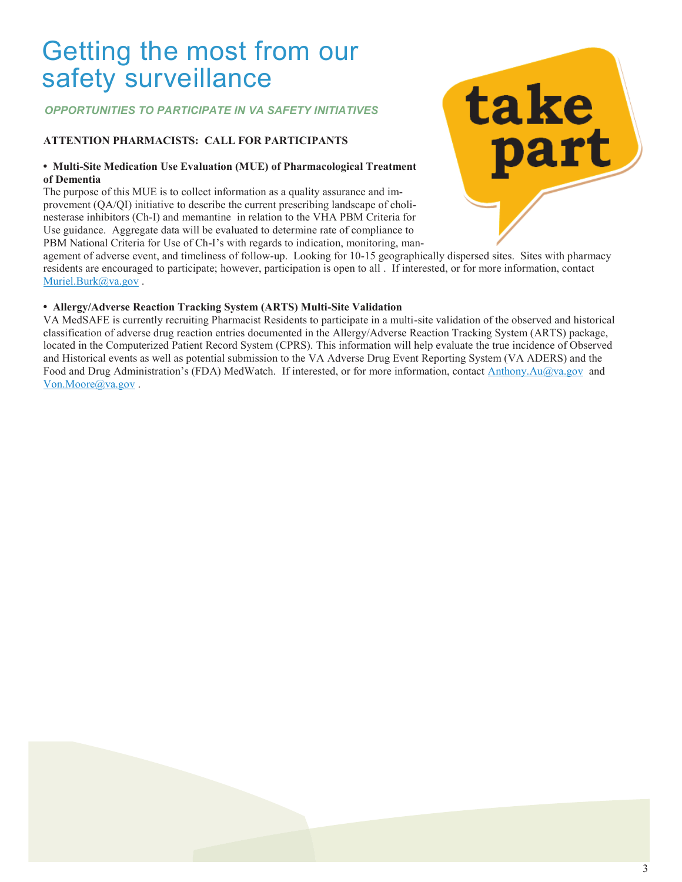# Getting the most from our safety surveillance

***OPPORTUNITIES TO PARTICIPATE IN VA SAFETY INITIATIVES***

**ATTENTION PHARMACISTS: CALL FOR PARTICIPANTS**

- **Multi-Site Medication Use Evaluation (MUE) of Pharmacological Treatment of Dementia**

The purpose of this MUE is to collect information as a quality assurance and improvement (QA/QI) initiative to describe the current prescribing landscape of cholinesterase inhibitors (Ch-I) and memantine in relation to the VHA PBM Criteria for Use guidance. Aggregate data will be evaluated to determine rate of compliance to PBM National Criteria for Use of Ch-I's with regards to indication, monitoring, management of adverse event, and timeliness of follow-up. Looking for 10-15 geographically dispersed sites. Sites with pharmacy residents are encouraged to participate; however, participation is open to all . If interested, or for more information, contact Muriel.Burk@va.gov .

- **Allergy/Adverse Reaction Tracking System (ARTS) Multi-Site Validation**

VA MedSAFE is currently recruiting Pharmacist Residents to participate in a multi-site validation of the observed and historical classification of adverse drug reaction entries documented in the Allergy/Adverse Reaction Tracking System (ARTS) package, located in the Computerized Patient Record System (CPRS). This information will help evaluate the true incidence of Observed and Historical events as well as potential submission to the VA Adverse Drug Event Reporting System (VA ADERS) and the Food and Drug Administration's (FDA) MedWatch. If interested, or for more information, contact Anthony.Au@va.gov and Von.Moore@va.gov .